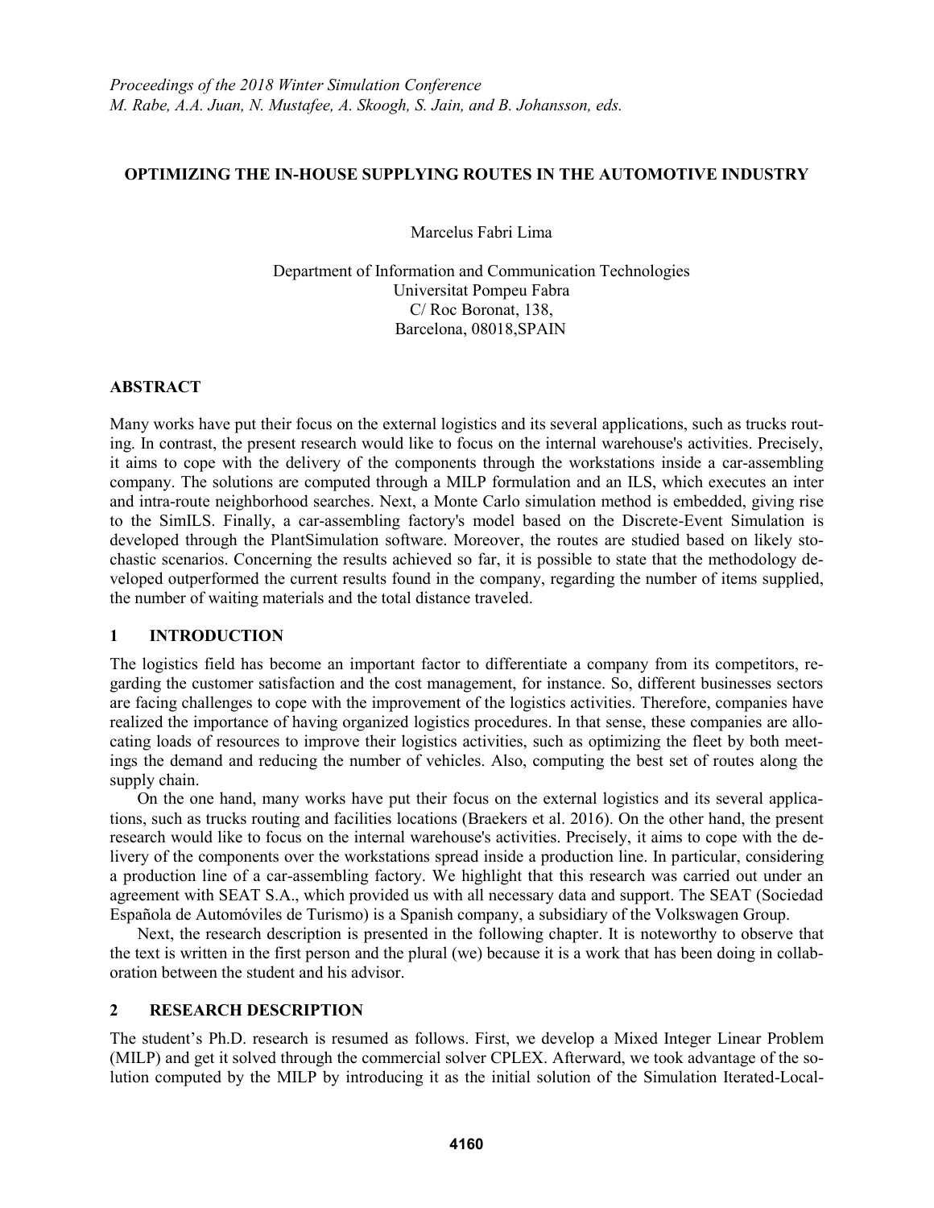# OPTIMIZING THE IN-HOUSE SUPPLYING ROUTES IN THE AUTOMOTIVE INDUSTRY

Marcelus Fabri Lima

Department of Information and Communication Technologies
Universitat Pompeu Fabra
C/ Roc Boronat, 138,
Barcelona, 08018,SPAIN

## ABSTRACT

Many works have put their focus on the external logistics and its several applications, such as trucks routing. In contrast, the present research would like to focus on the internal warehouse's activities. Precisely, it aims to cope with the delivery of the components through the workstations inside a car-assembling company. The solutions are computed through a MILP formulation and an ILS, which executes an inter and intra-route neighborhood searches. Next, a Monte Carlo simulation method is embedded, giving rise to the SimILS. Finally, a car-assembling factory's model based on the Discrete-Event Simulation is developed through the PlantSimulation software. Moreover, the routes are studied based on likely stochastic scenarios. Concerning the results achieved so far, it is possible to state that the methodology developed outperformed the current results found in the company, regarding the number of items supplied, the number of waiting materials and the total distance traveled.

## 1 INTRODUCTION

The logistics field has become an important factor to differentiate a company from its competitors, regarding the customer satisfaction and the cost management, for instance. So, different businesses sectors are facing challenges to cope with the improvement of the logistics activities. Therefore, companies have realized the importance of having organized logistics procedures. In that sense, these companies are allocating loads of resources to improve their logistics activities, such as optimizing the fleet by both meetings the demand and reducing the number of vehicles. Also, computing the best set of routes along the supply chain.

On the one hand, many works have put their focus on the external logistics and its several applications, such as trucks routing and facilities locations (Braekers et al. 2016). On the other hand, the present research would like to focus on the internal warehouse's activities. Precisely, it aims to cope with the delivery of the components over the workstations spread inside a production line. In particular, considering a production line of a car-assembling factory. We highlight that this research was carried out under an agreement with SEAT S.A., which provided us with all necessary data and support. The SEAT (Sociedad Española de Automóviles de Turismo) is a Spanish company, a subsidiary of the Volkswagen Group.

Next, the research description is presented in the following chapter. It is noteworthy to observe that the text is written in the first person and the plural (we) because it is a work that has been doing in collaboration between the student and his advisor.

## 2 RESEARCH DESCRIPTION

The student's Ph.D. research is resumed as follows. First, we develop a Mixed Integer Linear Problem (MILP) and get it solved through the commercial solver CPLEX. Afterward, we took advantage of the solution computed by the MILP by introducing it as the initial solution of the Simulation Iterated-Local-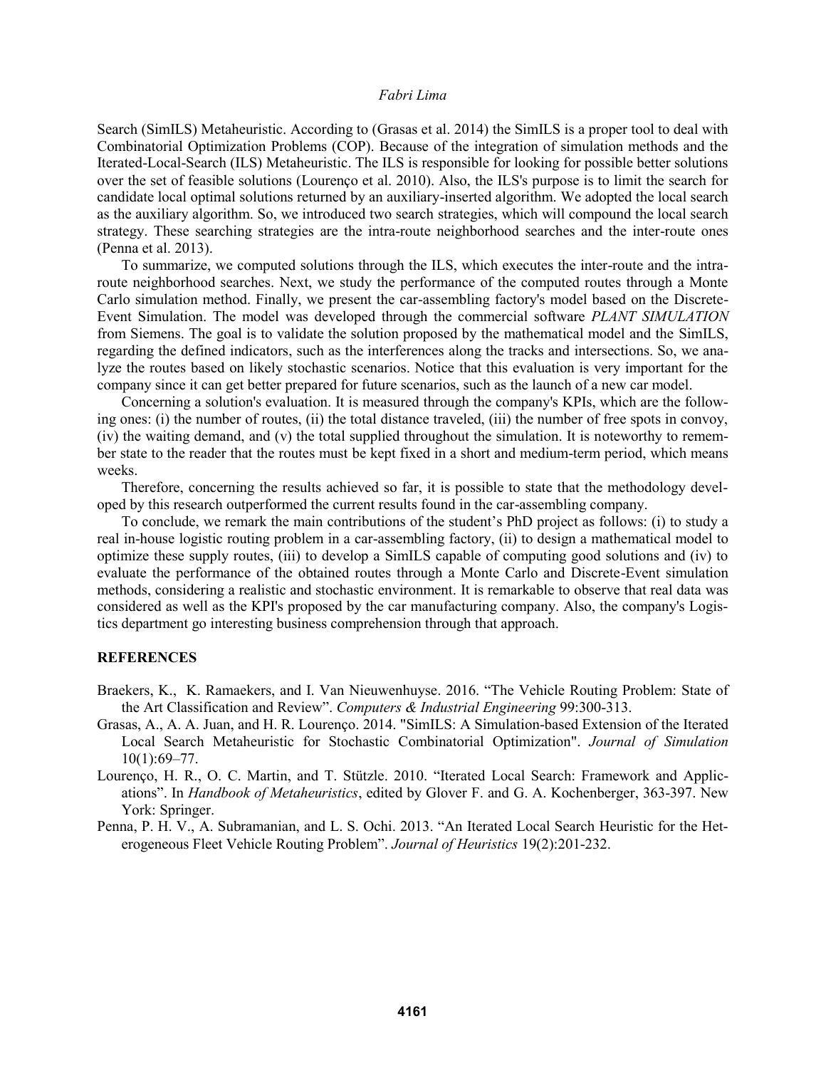Search (SimILS) Metaheuristic. According to (Grasas et al. 2014) the SimILS is a proper tool to deal with Combinatorial Optimization Problems (COP). Because of the integration of simulation methods and the Iterated-Local-Search (ILS) Metaheuristic. The ILS is responsible for looking for possible better solutions over the set of feasible solutions (Lourenço et al. 2010). Also, the ILS's purpose is to limit the search for candidate local optimal solutions returned by an auxiliary-inserted algorithm. We adopted the local search as the auxiliary algorithm. So, we introduced two search strategies, which will compound the local search strategy. These searching strategies are the intra-route neighborhood searches and the inter-route ones (Penna et al. 2013).

To summarize, we computed solutions through the ILS, which executes the inter-route and the intra-route neighborhood searches. Next, we study the performance of the computed routes through a Monte Carlo simulation method. Finally, we present the car-assembling factory's model based on the Discrete-Event Simulation. The model was developed through the commercial software *PLANT SIMULATION* from Siemens. The goal is to validate the solution proposed by the mathematical model and the SimILS, regarding the defined indicators, such as the interferences along the tracks and intersections. So, we analyze the routes based on likely stochastic scenarios. Notice that this evaluation is very important for the company since it can get better prepared for future scenarios, such as the launch of a new car model.

Concerning a solution's evaluation. It is measured through the company's KPIs, which are the following ones: (i) the number of routes, (ii) the total distance traveled, (iii) the number of free spots in convoy, (iv) the waiting demand, and (v) the total supplied throughout the simulation. It is noteworthy to remember state to the reader that the routes must be kept fixed in a short and medium-term period, which means weeks.

Therefore, concerning the results achieved so far, it is possible to state that the methodology developed by this research outperformed the current results found in the car-assembling company.

To conclude, we remark the main contributions of the student's PhD project as follows: (i) to study a real in-house logistic routing problem in a car-assembling factory, (ii) to design a mathematical model to optimize these supply routes, (iii) to develop a SimILS capable of computing good solutions and (iv) to evaluate the performance of the obtained routes through a Monte Carlo and Discrete-Event simulation methods, considering a realistic and stochastic environment. It is remarkable to observe that real data was considered as well as the KPI's proposed by the car manufacturing company. Also, the company's Logistics department go interesting business comprehension through that approach.

## REFERENCES

Braekers, K., K. Ramaekers, and I. Van Nieuwenhuyse. 2016. "The Vehicle Routing Problem: State of the Art Classification and Review". *Computers & Industrial Engineering* 99:300-313.

Grasas, A., A. A. Juan, and H. R. Lourenço. 2014. "SimILS: A Simulation-based Extension of the Iterated Local Search Metaheuristic for Stochastic Combinatorial Optimization". *Journal of Simulation* 10(1):69–77.

Lourenço, H. R., O. C. Martin, and T. Stützle. 2010. "Iterated Local Search: Framework and Applications". In *Handbook of Metaheuristics*, edited by Glover F. and G. A. Kochenberger, 363-397. New York: Springer.

Penna, P. H. V., A. Subramanian, and L. S. Ochi. 2013. "An Iterated Local Search Heuristic for the Heterogeneous Fleet Vehicle Routing Problem". *Journal of Heuristics* 19(2):201-232.